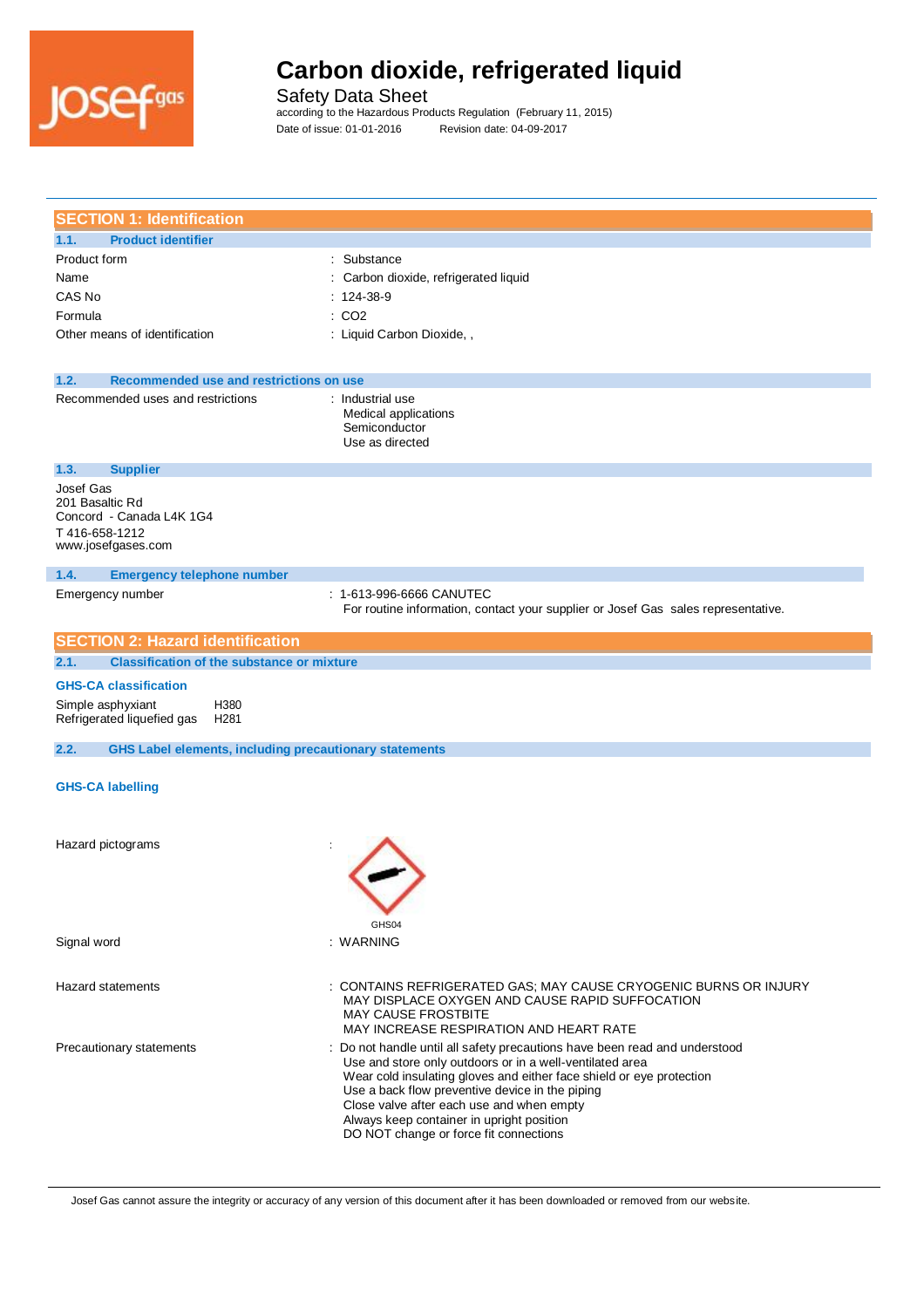# Carbon dioxide, refrigerated liquid

Safety Data Sheet

according to the Hazardous Products Regulation (February 11, 2015)

Date of issue: 01-01-2016 Revision date: 04-09-2017

## SECTION 1: Identification

### 1.1. Product identifier

| | |
|---|---|
| Product form | : Substance |
| Name | : Carbon dioxide, refrigerated liquid |
| CAS No | : 124-38-9 |
| Formula | : $CO_2$ |
| Other means of identification | : Liquid Carbon Dioxide, , |

### 1.2. Recommended use and restrictions on use

Recommended uses and restrictions : Industrial use
Medical applications
Semiconductor
Use as directed

### 1.3. Supplier

Josef Gas
201 Basaltic Rd
Concord - Canada L4K 1G4
T 416-658-1212
www.josefgases.com

### 1.4. Emergency telephone number

Emergency number : 1-613-996-6666 CANUTEC
For routine information, contact your supplier or Josef Gas sales representative.

## SECTION 2: Hazard identification

### 2.1. Classification of the substance or mixture

**GHS-CA classification**

| | |
|---|---|
| Simple asphyxiant | H380 |
| Refrigerated liquefied gas | H281 |

### 2.2. GHS Label elements, including precautionary statements

**GHS-CA labelling**

Hazard pictograms :

GHS04

Signal word : WARNING

Hazard statements : CONTAINS REFRIGERATED GAS; MAY CAUSE CRYOGENIC BURNS OR INJURY
MAY DISPLACE OXYGEN AND CAUSE RAPID SUFFOCATION
MAY CAUSE FROSTBITE
MAY INCREASE RESPIRATION AND HEART RATE

Precautionary statements : Do not handle until all safety precautions have been read and understood
Use and store only outdoors or in a well-ventilated area
Wear cold insulating gloves and either face shield or eye protection
Use a back flow preventive device in the piping
Close valve after each use and when empty
Always keep container in upright position
DO NOT change or force fit connections

Josef Gas cannot assure the integrity or accuracy of any version of this document after it has been downloaded or removed from our website.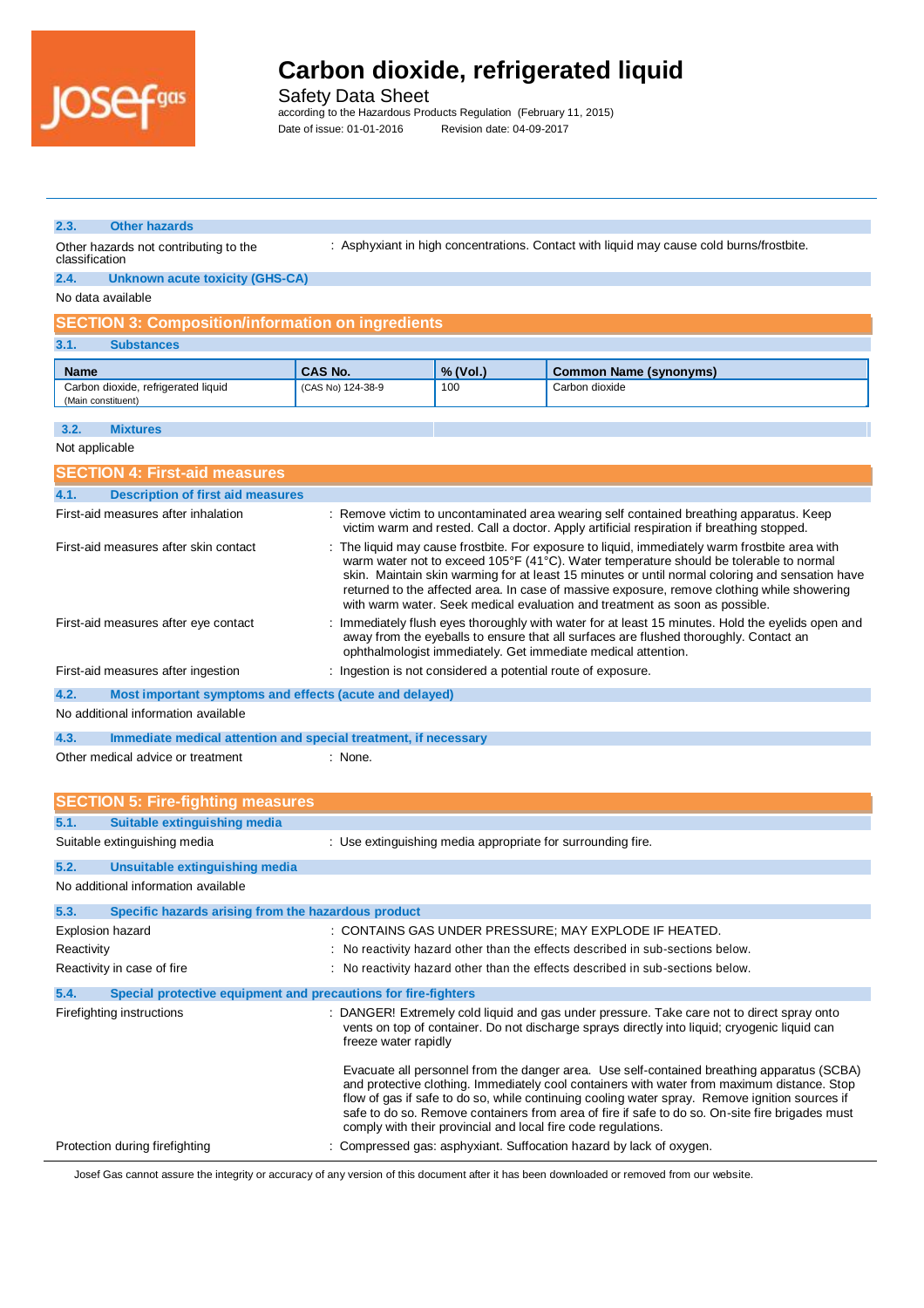### 2.3. Other hazards

Other hazards not contributing to the classification : Asphyxiant in high concentrations. Contact with liquid may cause cold burns/frostbite.

### 2.4. Unknown acute toxicity (GHS-CA)

No data available

## SECTION 3: Composition/information on ingredients

### 3.1. Substances

| Name | CAS No. | % (Vol.) | Common Name (synonyms) |
|---|---|---|---|
| Carbon dioxide, refrigerated liquid (Main constituent) | (CAS No) 124-38-9 | 100 | Carbon dioxide |

### 3.2. Mixtures

Not applicable

## SECTION 4: First-aid measures

### 4.1. Description of first aid measures

First-aid measures after inhalation : Remove victim to uncontaminated area wearing self contained breathing apparatus. Keep victim warm and rested. Call a doctor. Apply artificial respiration if breathing stopped.

First-aid measures after skin contact : The liquid may cause frostbite. For exposure to liquid, immediately warm frostbite area with warm water not to exceed 105°F (41°C). Water temperature should be tolerable to normal skin. Maintain skin warming for at least 15 minutes or until normal coloring and sensation have returned to the affected area. In case of massive exposure, remove clothing while showering with warm water. Seek medical evaluation and treatment as soon as possible.

First-aid measures after eye contact : Immediately flush eyes thoroughly with water for at least 15 minutes. Hold the eyelids open and away from the eyeballs to ensure that all surfaces are flushed thoroughly. Contact an ophthalmologist immediately. Get immediate medical attention.

First-aid measures after ingestion : Ingestion is not considered a potential route of exposure.

### 4.2. Most important symptoms and effects (acute and delayed)

No additional information available

### 4.3. Immediate medical attention and special treatment, if necessary

Other medical advice or treatment : None.

## SECTION 5: Fire-fighting measures

### 5.1. Suitable extinguishing media

Suitable extinguishing media : Use extinguishing media appropriate for surrounding fire.

### 5.2. Unsuitable extinguishing media

No additional information available

### 5.3. Specific hazards arising from the hazardous product

Explosion hazard : CONTAINS GAS UNDER PRESSURE; MAY EXPLODE IF HEATED.

Reactivity : No reactivity hazard other than the effects described in sub-sections below.

Reactivity in case of fire : No reactivity hazard other than the effects described in sub-sections below.

### 5.4. Special protective equipment and precautions for fire-fighters

Firefighting instructions : DANGER! Extremely cold liquid and gas under pressure. Take care not to direct spray onto vents on top of container. Do not discharge sprays directly into liquid; cryogenic liquid can freeze water rapidly

Evacuate all personnel from the danger area. Use self-contained breathing apparatus (SCBA) and protective clothing. Immediately cool containers with water from maximum distance. Stop flow of gas if safe to do so, while continuing cooling water spray. Remove ignition sources if safe to do so. Remove containers from area of fire if safe to do so. On-site fire brigades must comply with their provincial and local fire code regulations.

Protection during firefighting : Compressed gas: asphyxiant. Suffocation hazard by lack of oxygen.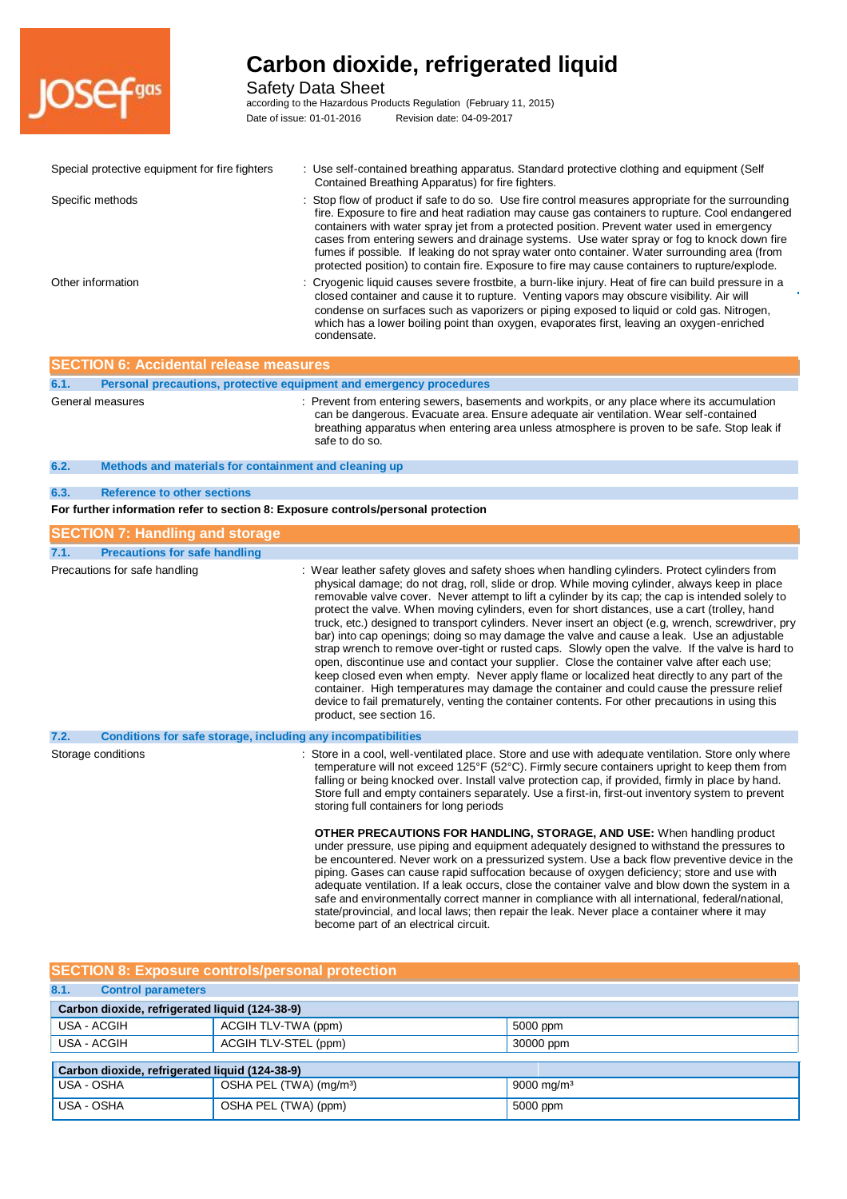| | |
|---|---|
| Special protective equipment for fire fighters | : Use self-contained breathing apparatus. Standard protective clothing and equipment (Self Contained Breathing Apparatus) for fire fighters. |
| Specific methods | : Stop flow of product if safe to do so. Use fire control measures appropriate for the surrounding fire. Exposure to fire and heat radiation may cause gas containers to rupture. Cool endangered containers with water spray jet from a protected position. Prevent water used in emergency cases from entering sewers and drainage systems. Use water spray or fog to knock down fire fumes if possible. If leaking do not spray water onto container. Water surrounding area (from protected position) to contain fire. Exposure to fire may cause containers to rupture/explode. |
| Other information | : Cryogenic liquid causes severe frostbite, a burn-like injury. Heat of fire can build pressure in a closed container and cause it to rupture. Venting vapors may obscure visibility. Air will condense on surfaces such as vaporizers or piping exposed to liquid or cold gas. Nitrogen, which has a lower boiling point than oxygen, evaporates first, leaving an oxygen-enriched condensate. |

## SECTION 6: Accidental release measures

### 6.1. Personal precautions, protective equipment and emergency procedures

| | |
|---|---|
| General measures | : Prevent from entering sewers, basements and workpits, or any place where its accumulation can be dangerous. Evacuate area. Ensure adequate air ventilation. Wear self-contained breathing apparatus when entering area unless atmosphere is proven to be safe. Stop leak if safe to do so. |

### 6.2. Methods and materials for containment and cleaning up

### 6.3. Reference to other sections

**For further information refer to section 8: Exposure controls/personal protection**

## SECTION 7: Handling and storage

### 7.1. Precautions for safe handling

| | |
|---|---|
| Precautions for safe handling | : Wear leather safety gloves and safety shoes when handling cylinders. Protect cylinders from physical damage; do not drag, roll, slide or drop. While moving cylinder, always keep in place removable valve cover. Never attempt to lift a cylinder by its cap; the cap is intended solely to protect the valve. When moving cylinders, even for short distances, use a cart (trolley, hand truck, etc.) designed to transport cylinders. Never insert an object (e.g, wrench, screwdriver, pry bar) into cap openings; doing so may damage the valve and cause a leak. Use an adjustable strap wrench to remove over-tight or rusted caps. Slowly open the valve. If the valve is hard to open, discontinue use and contact your supplier. Close the container valve after each use; keep closed even when empty. Never apply flame or localized heat directly to any part of the container. High temperatures may damage the container and could cause the pressure relief device to fail prematurely, venting the container contents. For other precautions in using this product, see section 16. |

### 7.2. Conditions for safe storage, including any incompatibilities

Storage conditions : Store in a cool, well-ventilated place. Store and use with adequate ventilation. Store only where temperature will not exceed 125°F (52°C). Firmly secure containers upright to keep them from falling or being knocked over. Install valve protection cap, if provided, firmly in place by hand. Store full and empty containers separately. Use a first-in, first-out inventory system to prevent storing full containers for long periods

**OTHER PRECAUTIONS FOR HANDLING, STORAGE, AND USE:** When handling product under pressure, use piping and equipment adequately designed to withstand the pressures to be encountered. Never work on a pressurized system. Use a back flow preventive device in the piping. Gases can cause rapid suffocation because of oxygen deficiency; store and use with adequate ventilation. If a leak occurs, close the container valve and blow down the system in a safe and environmentally correct manner in compliance with all international, federal/national, state/provincial, and local laws; then repair the leak. Never place a container where it may become part of an electrical circuit.

## SECTION 8: Exposure controls/personal protection

### 8.1. Control parameters

| Carbon dioxide, refrigerated liquid (124-38-9) | | |
|---|---|---|
| USA - ACGIH | ACGIH TLV-TWA (ppm) | 5000 ppm |
| USA - ACGIH | ACGIH TLV-STEL (ppm) | 30000 ppm |

| Carbon dioxide, refrigerated liquid (124-38-9) | | |
|---|---|---|
| USA - OSHA | OSHA PEL (TWA) (mg/m³) | 9000 mg/m³ |
| USA - OSHA | OSHA PEL (TWA) (ppm) | 5000 ppm |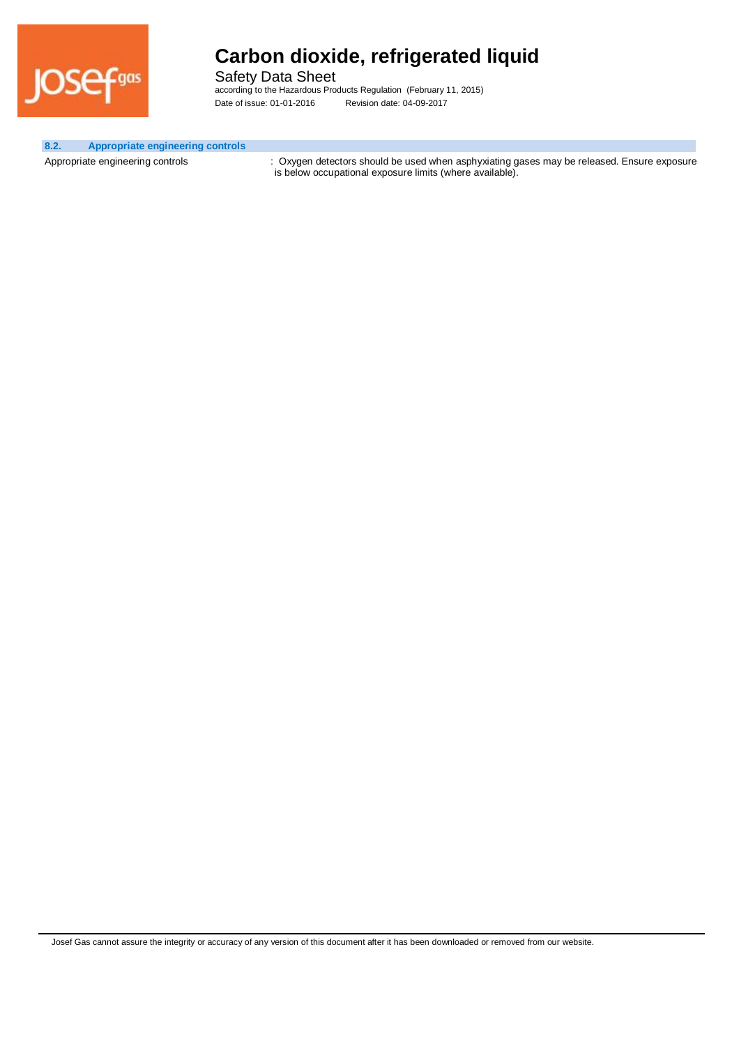### 8.2. Appropriate engineering controls

| | |
|---|---|
| Appropriate engineering controls | : Oxygen detectors should be used when asphyxiating gases may be released. Ensure exposure is below occupational exposure limits (where available). |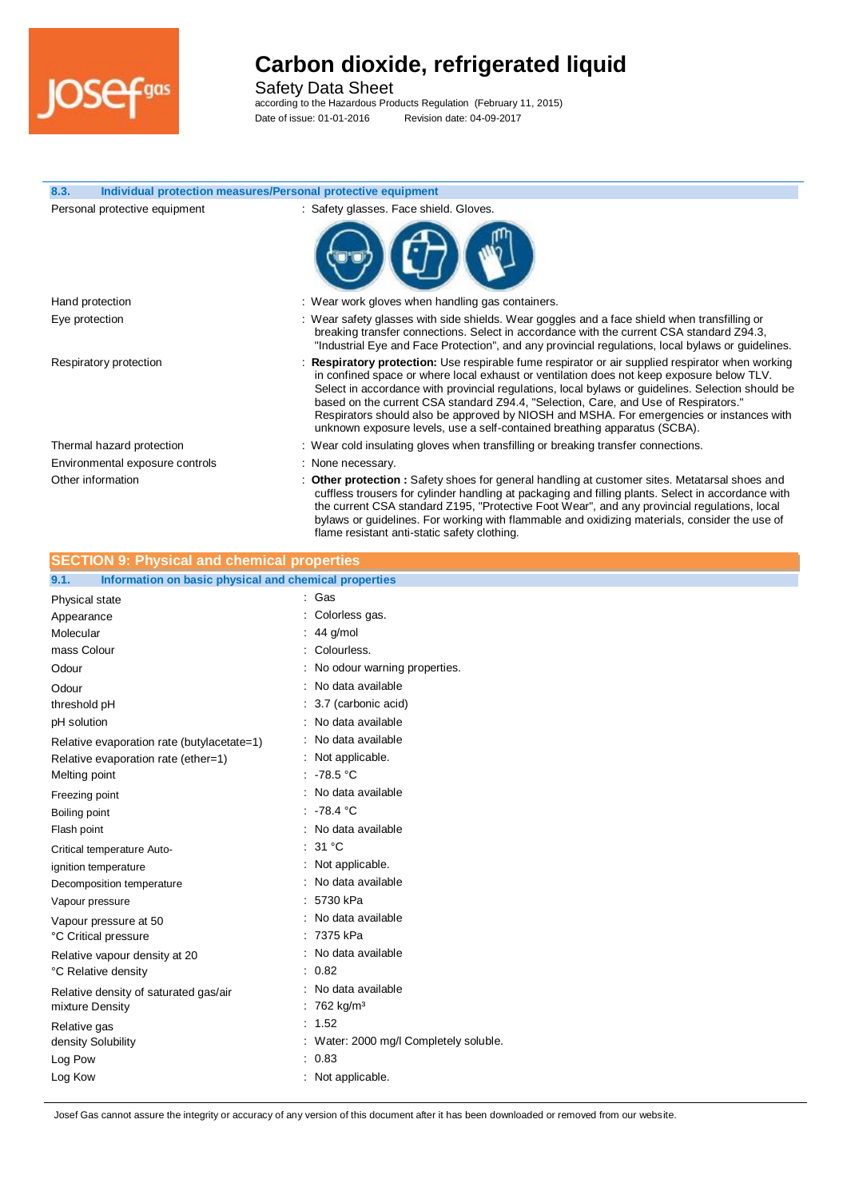### 8.3. Individual protection measures/Personal protective equipment

| | |
|---|---|
| Personal protective equipment | : Safety glasses. Face shield. Gloves. |
| Hand protection | : Wear work gloves when handling gas containers. |
| Eye protection | : Wear safety glasses with side shields. Wear goggles and a face shield when transfilling or breaking transfer connections. Select in accordance with the current CSA standard Z94.3, "Industrial Eye and Face Protection", and any provincial regulations, local bylaws or guidelines. |
| Respiratory protection | : **Respiratory protection:** Use respirable fume respirator or air supplied respirator when working in confined space or where local exhaust or ventilation does not keep exposure below TLV. Select in accordance with provincial regulations, local bylaws or guidelines. Selection should be based on the current CSA standard Z94.4, "Selection, Care, and Use of Respirators." Respirators should also be approved by NIOSH and MSHA. For emergencies or instances with unknown exposure levels, use a self-contained breathing apparatus (SCBA). |
| Thermal hazard protection | : Wear cold insulating gloves when transfilling or breaking transfer connections. |
| Environmental exposure controls | : None necessary. |
| Other information | : **Other protection :** Safety shoes for general handling at customer sites. Metatarsal shoes and cuffless trousers for cylinder handling at packaging and filling plants. Select in accordance with the current CSA standard Z195, "Protective Foot Wear", and any provincial regulations, local bylaws or guidelines. For working with flammable and oxidizing materials, consider the use of flame resistant anti-static safety clothing. |

## SECTION 9: Physical and chemical properties

### 9.1. Information on basic physical and chemical properties

| | |
|---|---|
| Physical state | : Gas |
| Appearance | : Colorless gas. |
| Molecular | : 44 g/mol |
| mass Colour | : Colourless. |
| Odour | : No odour warning properties. |
| Odour | : No data available |
| threshold pH | : 3.7 (carbonic acid) |
| pH solution | : No data available |
| Relative evaporation rate (butylacetate=1) | : No data available |
| Relative evaporation rate (ether=1) | : Not applicable. |
| Melting point | : -78.5 °C |
| Freezing point | : No data available |
| Boiling point | : -78.4 °C |
| Flash point | : No data available |
| Critical temperature Auto- | : 31 °C |
| ignition temperature | : Not applicable. |
| Decomposition temperature | : No data available |
| Vapour pressure | : 5730 kPa |
| Vapour pressure at 50 | : No data available |
| °C Critical pressure | : 7375 kPa |
| Relative vapour density at 20 | : No data available |
| °C Relative density | : 0.82 |
| Relative density of saturated gas/air | : No data available |
| mixture Density | : 762 kg/m³ |
| Relative gas | : 1.52 |
| density Solubility | : Water: 2000 mg/l Completely soluble. |
| Log Pow | : 0.83 |
| Log Kow | : Not applicable. |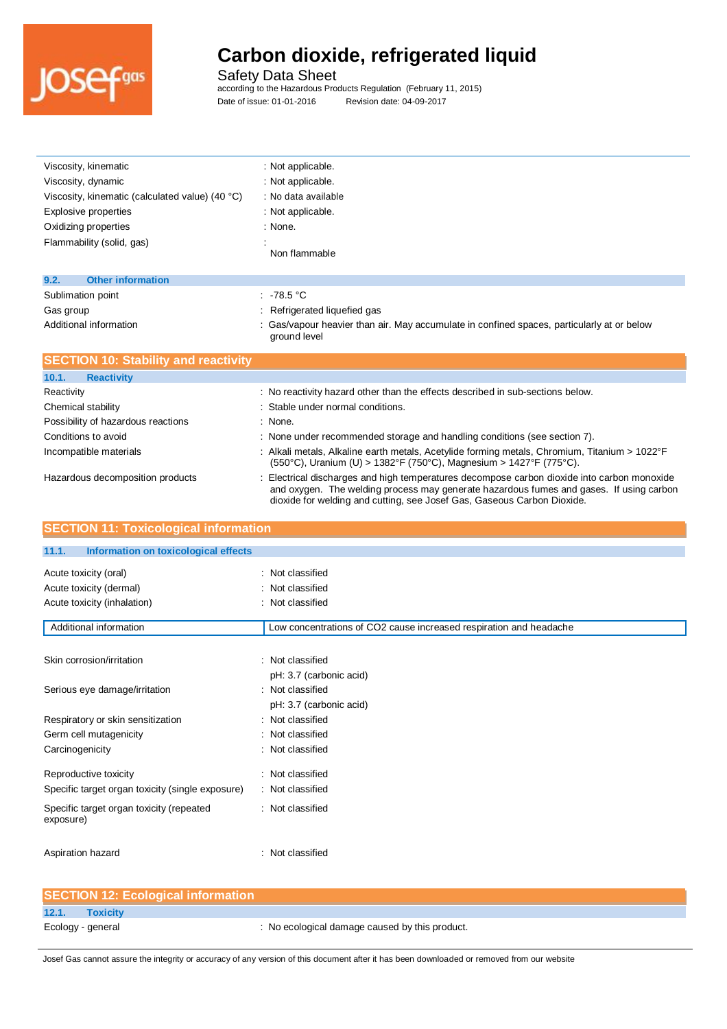| | |
|---|---|
| Viscosity, kinematic | : Not applicable. |
| Viscosity, dynamic | : Not applicable. |
| Viscosity, kinematic (calculated value) (40 °C) | : No data available |
| Explosive properties | : Not applicable. |
| Oxidizing properties | : None. |
| Flammability (solid, gas) | : Non flammable |

### 9.2. Other information

| | |
|---|---|
| Sublimation point | : -78.5 °C |
| Gas group | : Refrigerated liquefied gas |
| Additional information | : Gas/vapour heavier than air. May accumulate in confined spaces, particularly at or below ground level |

## SECTION 10: Stability and reactivity

### 10.1. Reactivity

| | |
|---|---|
| Reactivity | : No reactivity hazard other than the effects described in sub-sections below. |
| Chemical stability | : Stable under normal conditions. |
| Possibility of hazardous reactions | : None. |
| Conditions to avoid | : None under recommended storage and handling conditions (see section 7). |
| Incompatible materials | : Alkali metals, Alkaline earth metals, Acetylide forming metals, Chromium, Titanium > 1022°F (550°C), Uranium (U) > 1382°F (750°C), Magnesium > 1427°F (775°C). |
| Hazardous decomposition products | : Electrical discharges and high temperatures decompose carbon dioxide into carbon monoxide and oxygen. The welding process may generate hazardous fumes and gases. If using carbon dioxide for welding and cutting, see Josef Gas, Gaseous Carbon Dioxide. |

## SECTION 11: Toxicological information

### 11.1. Information on toxicological effects

| | |
|---|---|
| Acute toxicity (oral) | : Not classified |
| Acute toxicity (dermal) | : Not classified |
| Acute toxicity (inhalation) | : Not classified |

| Additional information | Low concentrations of $CO_2$ cause increased respiration and headache |
|---|---|

| | |
|---|---|
| Skin corrosion/irritation | : Not classified<br>pH: 3.7 (carbonic acid) |
| Serious eye damage/irritation | : Not classified<br>pH: 3.7 (carbonic acid) |
| Respiratory or skin sensitization | : Not classified |
| Germ cell mutagenicity | : Not classified |
| Carcinogenicity | : Not classified |
| Reproductive toxicity | : Not classified |
| Specific target organ toxicity (single exposure) | : Not classified |
| Specific target organ toxicity (repeated exposure) | : Not classified |
| Aspiration hazard | : Not classified |

## SECTION 12: Ecological information

### 12.1. Toxicity

| | |
|---|---|
| Ecology - general | : No ecological damage caused by this product. |

Josef Gas cannot assure the integrity or accuracy of any version of this document after it has been downloaded or removed from our website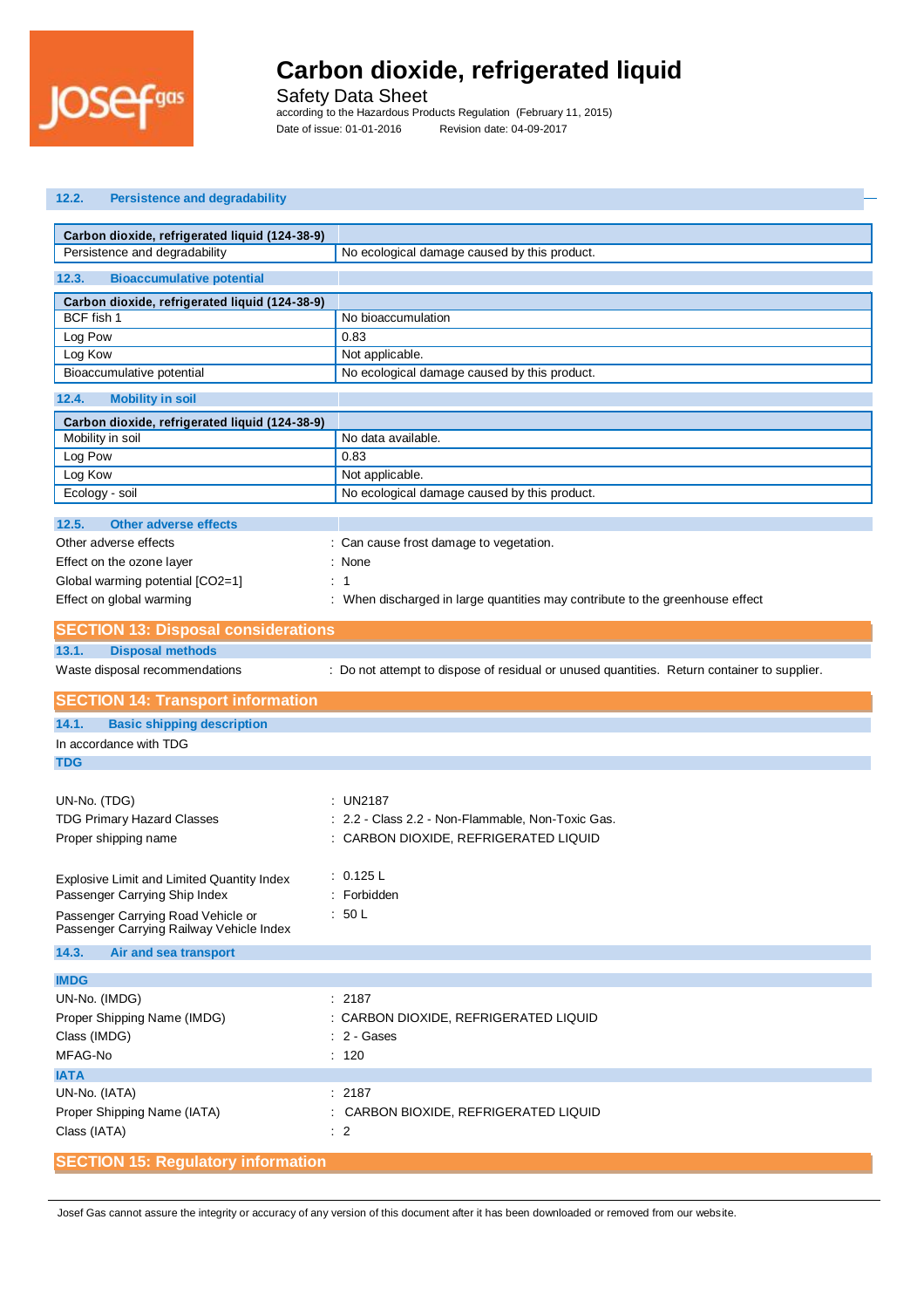### 12.2. Persistence and degradability

| Carbon dioxide, refrigerated liquid (124-38-9) | |
|---|---|
| Persistence and degradability | No ecological damage caused by this product. |

### 12.3. Bioaccumulative potential

| Carbon dioxide, refrigerated liquid (124-38-9) | |
|---|---|
| BCF fish 1 | No bioaccumulation |
| Log Pow | 0.83 |
| Log Kow | Not applicable. |
| Bioaccumulative potential | No ecological damage caused by this product. |

### 12.4. Mobility in soil

| Carbon dioxide, refrigerated liquid (124-38-9) | |
|---|---|
| Mobility in soil | No data available. |
| Log Pow | 0.83 |
| Log Kow | Not applicable. |
| Ecology - soil | No ecological damage caused by this product. |

### 12.5. Other adverse effects

Other adverse effects : Can cause frost damage to vegetation.

Effect on the ozone layer : None

Global warming potential [CO2=1] : 1

Effect on global warming : When discharged in large quantities may contribute to the greenhouse effect

## SECTION 13: Disposal considerations

### 13.1. Disposal methods

Waste disposal recommendations : Do not attempt to dispose of residual or unused quantities. Return container to supplier.

## SECTION 14: Transport information

### 14.1. Basic shipping description

In accordance with TDG

**TDG**

UN-No. (TDG) : UN2187

TDG Primary Hazard Classes : 2.2 - Class 2.2 - Non-Flammable, Non-Toxic Gas.

Proper shipping name : CARBON DIOXIDE, REFRIGERATED LIQUID

Explosive Limit and Limited Quantity Index : 0.125 L

Passenger Carrying Ship Index : Forbidden

Passenger Carrying Road Vehicle or Passenger Carrying Railway Vehicle Index : 50 L

### 14.3. Air and sea transport

**IMDG**

UN-No. (IMDG) : 2187

Proper Shipping Name (IMDG) : CARBON DIOXIDE, REFRIGERATED LIQUID

Class (IMDG) : 2 - Gases

MFAG-No : 120

**IATA**

UN-No. (IATA) : 2187

Proper Shipping Name (IATA) : CARBON BIOXIDE, REFRIGERATED LIQUID

Class (IATA) : 2

## SECTION 15: Regulatory information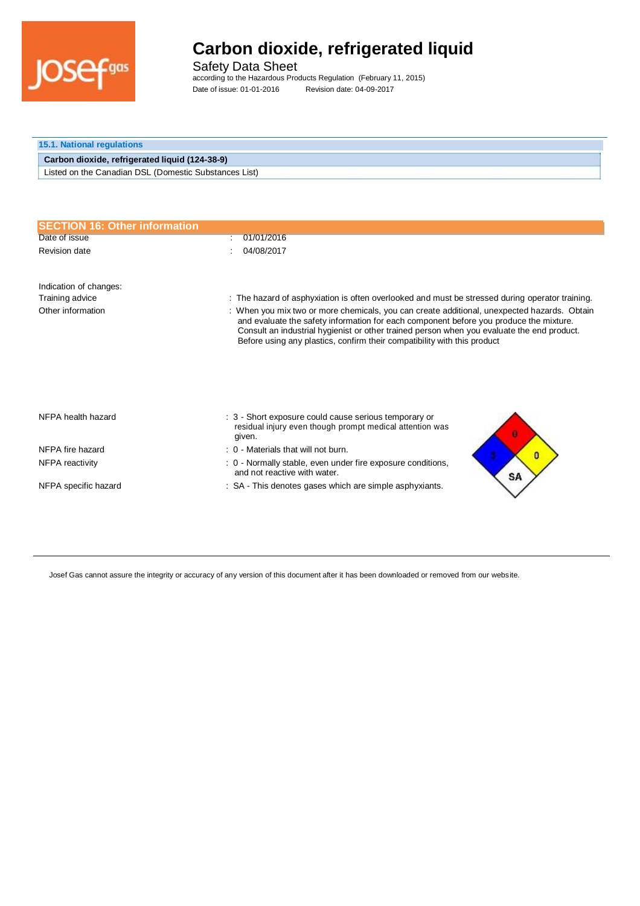### 15.1. National regulations

| Carbon dioxide, refrigerated liquid (124-38-9) |
|---|
| Listed on the Canadian DSL (Domestic Substances List) |

## SECTION 16: Other information

| | |
|---|---|
| Date of issue | : 01/01/2016 |
| Revision date | : 04/08/2017 |

Indication of changes:

| | |
|---|---|
| Training advice | : The hazard of asphyxiation is often overlooked and must be stressed during operator training. |
| Other information | : When you mix two or more chemicals, you can create additional, unexpected hazards. Obtain and evaluate the safety information for each component before you produce the mixture. Consult an industrial hygienist or other trained person when you evaluate the end product. Before using any plastics, confirm their compatibility with this product |

| | |
|---|---|
| NFPA health hazard | : 3 - Short exposure could cause serious temporary or residual injury even though prompt medical attention was given. |
| NFPA fire hazard | : 0 - Materials that will not burn. |
| NFPA reactivity | : 0 - Normally stable, even under fire exposure conditions, and not reactive with water. |
| NFPA specific hazard | : SA - This denotes gases which are simple asphyxiants. |

Josef Gas cannot assure the integrity or accuracy of any version of this document after it has been downloaded or removed from our website.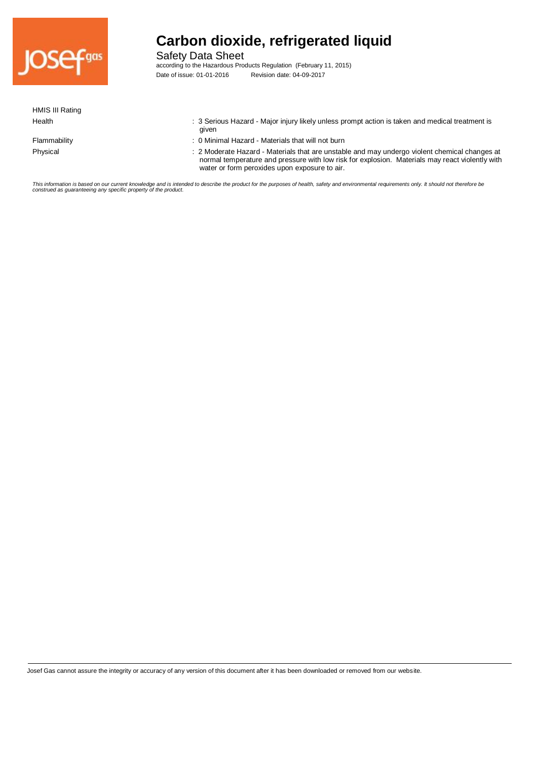HMIS III Rating

| | |
|---|---|
| Health | : 3 Serious Hazard - Major injury likely unless prompt action is taken and medical treatment is given |
| Flammability | : 0 Minimal Hazard - Materials that will not burn |
| Physical | : 2 Moderate Hazard - Materials that are unstable and may undergo violent chemical changes at normal temperature and pressure with low risk for explosion. Materials may react violently with water or form peroxides upon exposure to air. |

*This information is based on our current knowledge and is intended to describe the product for the purposes of health, safety and environmental requirements only. It should not therefore be construed as guaranteeing any specific property of the product.*